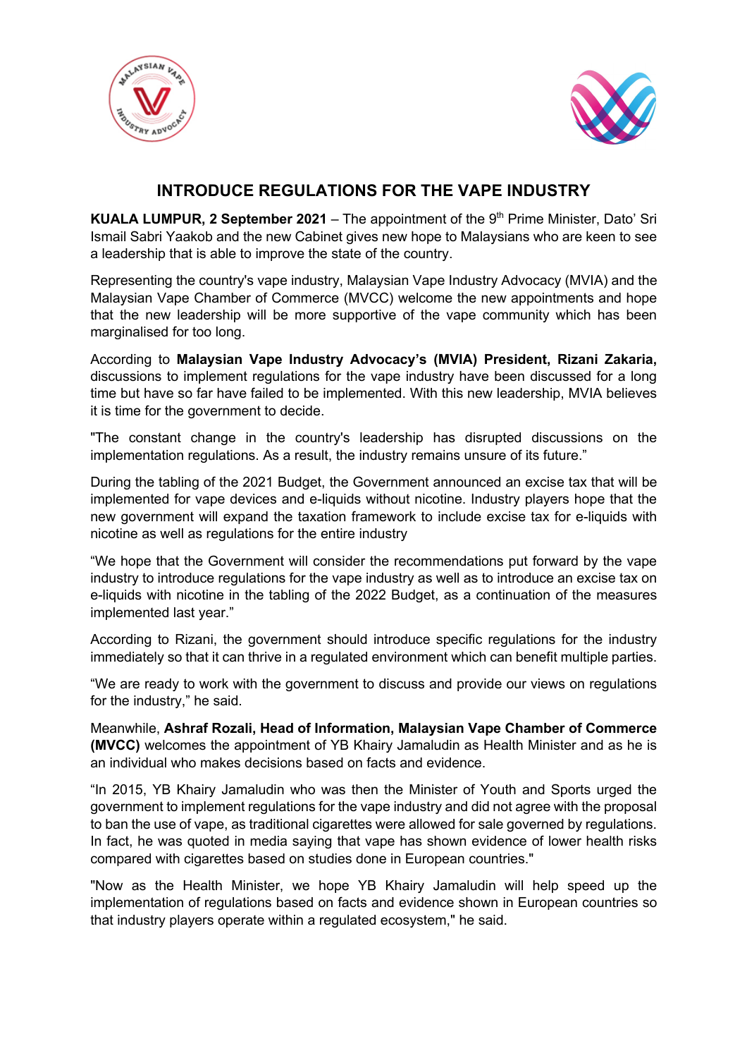# INTRODUCE REGULATIONS FOR THE VAPE INDUSTRY

**KUALA LUMPUR, 2 September 2021** – The appointment of the 9th Prime Minister, Dato' Sri Ismail Sabri Yaakob and the new Cabinet gives new hope to Malaysians who are keen to see a leadership that is able to improve the state of the country.

Representing the country's vape industry, Malaysian Vape Industry Advocacy (MVIA) and the Malaysian Vape Chamber of Commerce (MVCC) welcome the new appointments and hope that the new leadership will be more supportive of the vape community which has been marginalised for too long.

According to **Malaysian Vape Industry Advocacy's (MVIA) President, Rizani Zakaria,** discussions to implement regulations for the vape industry have been discussed for a long time but have so far have failed to be implemented. With this new leadership, MVIA believes it is time for the government to decide.

"The constant change in the country's leadership has disrupted discussions on the implementation regulations. As a result, the industry remains unsure of its future."

During the tabling of the 2021 Budget, the Government announced an excise tax that will be implemented for vape devices and e-liquids without nicotine. Industry players hope that the new government will expand the taxation framework to include excise tax for e-liquids with nicotine as well as regulations for the entire industry

"We hope that the Government will consider the recommendations put forward by the vape industry to introduce regulations for the vape industry as well as to introduce an excise tax on e-liquids with nicotine in the tabling of the 2022 Budget, as a continuation of the measures implemented last year."

According to Rizani, the government should introduce specific regulations for the industry immediately so that it can thrive in a regulated environment which can benefit multiple parties.

"We are ready to work with the government to discuss and provide our views on regulations for the industry," he said.

Meanwhile, **Ashraf Rozali, Head of Information, Malaysian Vape Chamber of Commerce (MVCC)** welcomes the appointment of YB Khairy Jamaludin as Health Minister and as he is an individual who makes decisions based on facts and evidence.

"In 2015, YB Khairy Jamaludin who was then the Minister of Youth and Sports urged the government to implement regulations for the vape industry and did not agree with the proposal to ban the use of vape, as traditional cigarettes were allowed for sale governed by regulations. In fact, he was quoted in media saying that vape has shown evidence of lower health risks compared with cigarettes based on studies done in European countries."

"Now as the Health Minister, we hope YB Khairy Jamaludin will help speed up the implementation of regulations based on facts and evidence shown in European countries so that industry players operate within a regulated ecosystem," he said.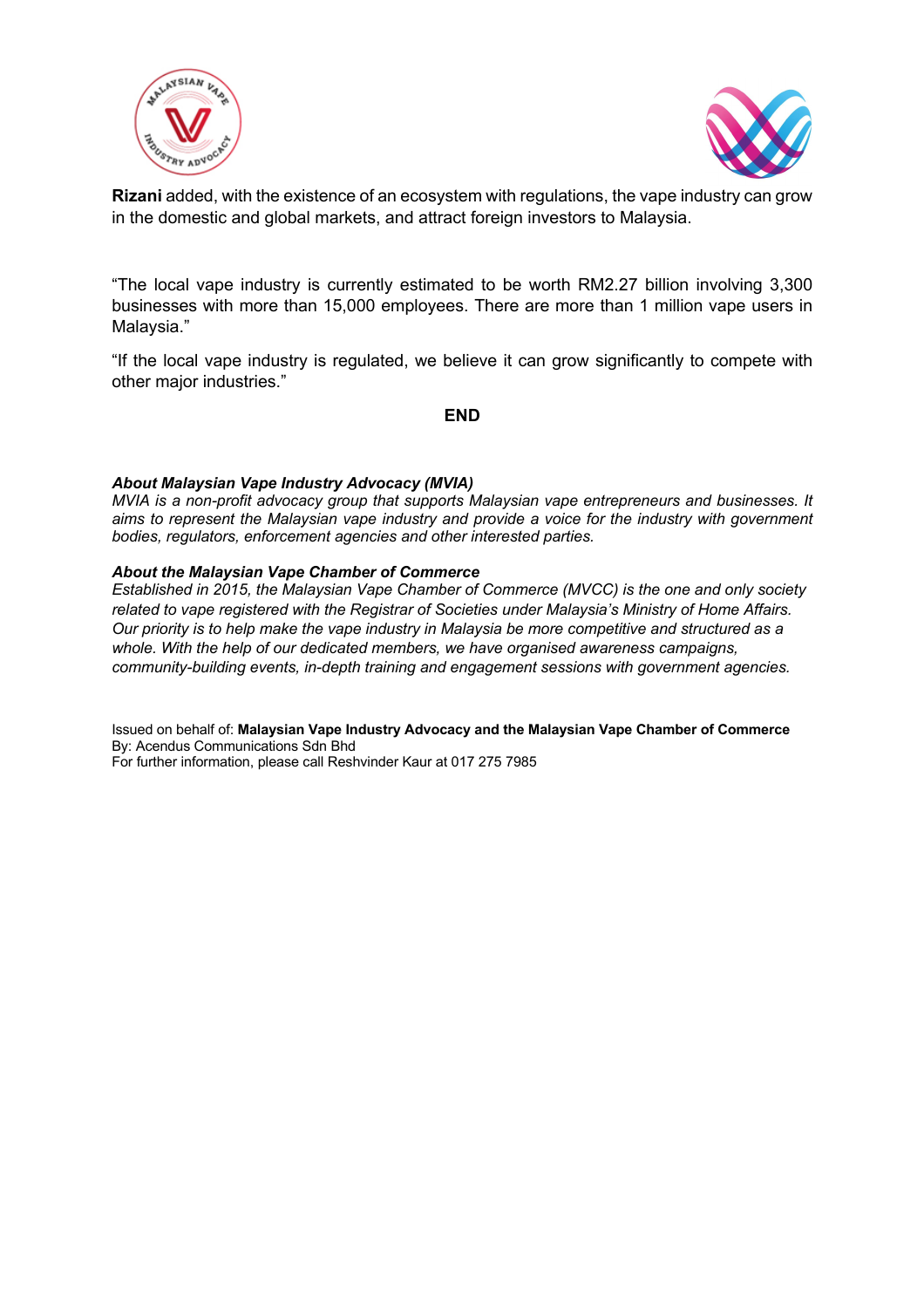**Rizani** added, with the existence of an ecosystem with regulations, the vape industry can grow in the domestic and global markets, and attract foreign investors to Malaysia.

"The local vape industry is currently estimated to be worth RM2.27 billion involving 3,300 businesses with more than 15,000 employees. There are more than 1 million vape users in Malaysia."

"If the local vape industry is regulated, we believe it can grow significantly to compete with other major industries."

**END**

***About Malaysian Vape Industry Advocacy (MVIA)***
*MVIA is a non-profit advocacy group that supports Malaysian vape entrepreneurs and businesses. It aims to represent the Malaysian vape industry and provide a voice for the industry with government bodies, regulators, enforcement agencies and other interested parties.*

***About the Malaysian Vape Chamber of Commerce***
*Established in 2015, the Malaysian Vape Chamber of Commerce (MVCC) is the one and only society related to vape registered with the Registrar of Societies under Malaysia's Ministry of Home Affairs. Our priority is to help make the vape industry in Malaysia be more competitive and structured as a whole. With the help of our dedicated members, we have organised awareness campaigns, community-building events, in-depth training and engagement sessions with government agencies.*

Issued on behalf of: **Malaysian Vape Industry Advocacy and the Malaysian Vape Chamber of Commerce**
By: Acendus Communications Sdn Bhd
For further information, please call Reshvinder Kaur at 017 275 7985